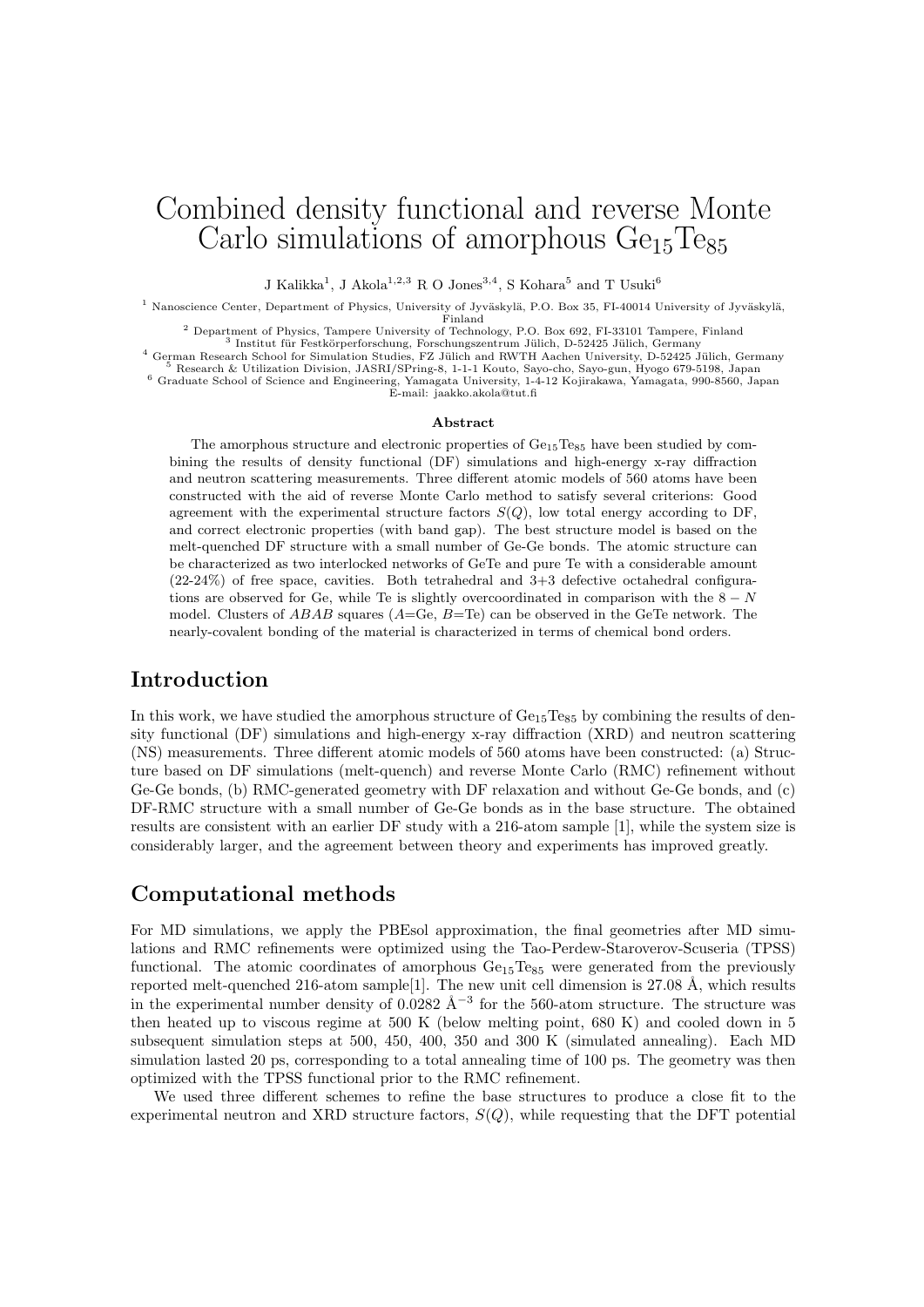# Combined density functional and reverse Monte Carlo simulations of amorphous $Ge_{15}Te_{85}$

J Kalikka[1], J Akola[1,2,3] R O Jones[3,4], S Kohara[5] and T Usuki[6]

[1] Nanoscience Center, Department of Physics, University of Jyväskylä, P.O. Box 35, FI-40014 University of Jyväskylä, Finland

[2] Department of Physics, Tampere University of Technology, P.O. Box 692, FI-33101 Tampere, Finland

[3] Institut für Festkörperforschung, Forschungszentrum Jülich, D-52425 Jülich, Germany

[4] German Research School for Simulation Studies, FZ Jülich and RWTH Aachen University, D-52425 Jülich, Germany

[5] Research & Utilization Division, JASRI/SPring-8, 1-1-1 Kouto, Sayo-cho, Sayo-gun, Hyogo 679-5198, Japan

[6] Graduate School of Science and Engineering, Yamagata University, 1-4-12 Kojirakawa, Yamagata, 990-8560, Japan

E-mail: jaakko.akola@tut.fi

**Abstract**

The amorphous structure and electronic properties of $Ge_{15}Te_{85}$ have been studied by combining the results of density functional (DF) simulations and high-energy x-ray diffraction and neutron scattering measurements. Three different atomic models of 560 atoms have been constructed with the aid of reverse Monte Carlo method to satisfy several criterions: Good agreement with the experimental structure factors $S(Q)$, low total energy according to DF, and correct electronic properties (with band gap). The best structure model is based on the melt-quenched DF structure with a small number of Ge-Ge bonds. The atomic structure can be characterized as two interlocked networks of GeTe and pure Te with a considerable amount (22-24%) of free space, cavities. Both tetrahedral and 3+3 defective octahedral configurations are observed for Ge, while Te is slightly overcoordinated in comparison with the $8 - N$ model. Clusters of $ABAB$ squares ($A$=Ge, $B$=Te) can be observed in the GeTe network. The nearly-covalent bonding of the material is characterized in terms of chemical bond orders.

## Introduction

In this work, we have studied the amorphous structure of $Ge_{15}Te_{85}$ by combining the results of density functional (DF) simulations and high-energy x-ray diffraction (XRD) and neutron scattering (NS) measurements. Three different atomic models of 560 atoms have been constructed: (a) Structure based on DF simulations (melt-quench) and reverse Monte Carlo (RMC) refinement without Ge-Ge bonds, (b) RMC-generated geometry with DF relaxation and without Ge-Ge bonds, and (c) DF-RMC structure with a small number of Ge-Ge bonds as in the base structure. The obtained results are consistent with an earlier DF study with a 216-atom sample [1], while the system size is considerably larger, and the agreement between theory and experiments has improved greatly.

## Computational methods

For MD simulations, we apply the PBEsol approximation, the final geometries after MD simulations and RMC refinements were optimized using the Tao-Perdew-Staroverov-Scuseria (TPSS) functional. The atomic coordinates of amorphous $Ge_{15}Te_{85}$ were generated from the previously reported melt-quenched 216-atom sample[1]. The new unit cell dimension is 27.08 Å, which results in the experimental number density of 0.0282 Å$^{-3}$ for the 560-atom structure. The structure was then heated up to viscous regime at 500 K (below melting point, 680 K) and cooled down in 5 subsequent simulation steps at 500, 450, 400, 350 and 300 K (simulated annealing). Each MD simulation lasted 20 ps, corresponding to a total annealing time of 100 ps. The geometry was then optimized with the TPSS functional prior to the RMC refinement.

We used three different schemes to refine the base structures to produce a close fit to the experimental neutron and XRD structure factors, $S(Q)$, while requesting that the DFT potential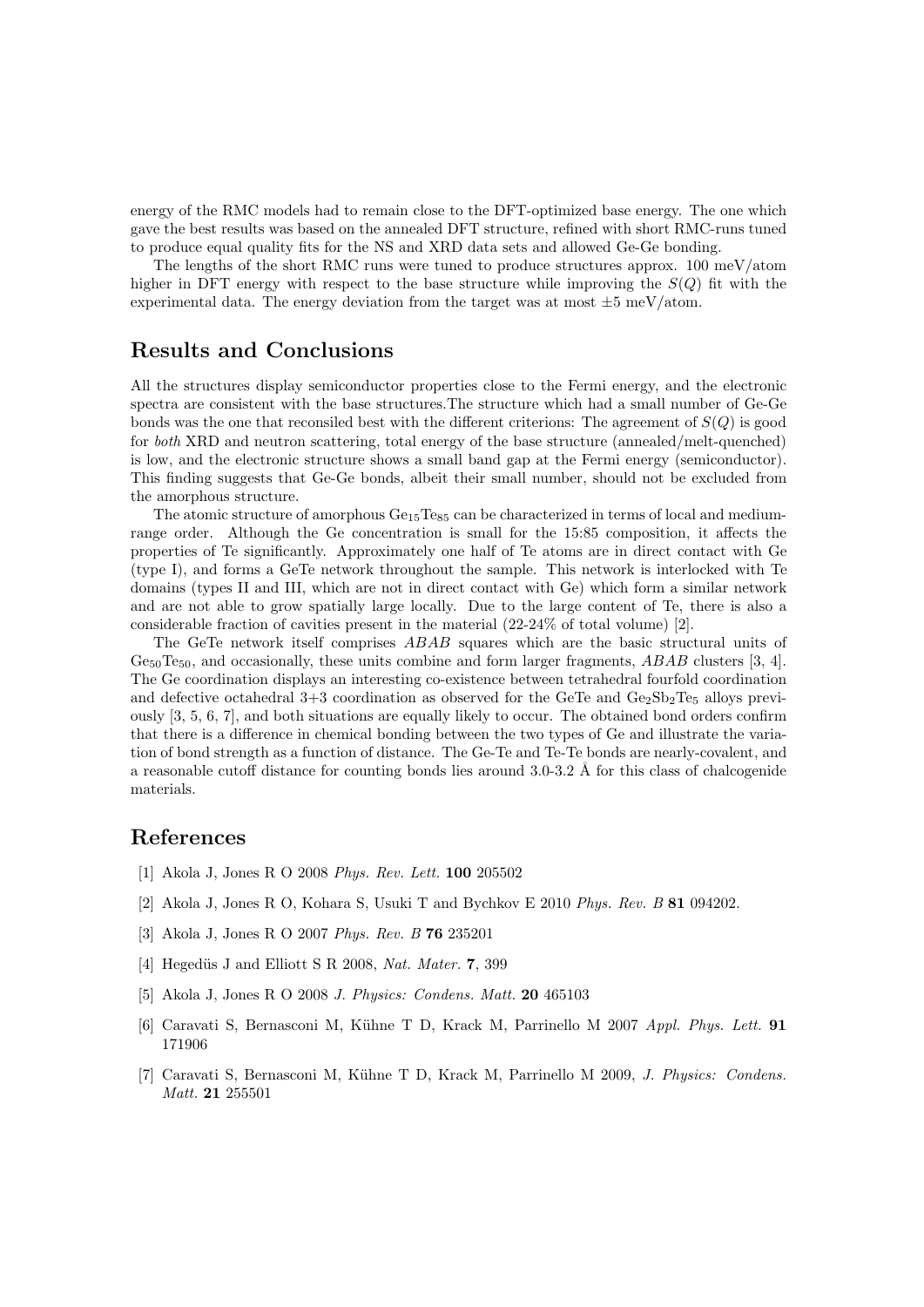energy of the RMC models had to remain close to the DFT-optimized base energy. The one which gave the best results was based on the annealed DFT structure, refined with short RMC-runs tuned to produce equal quality fits for the NS and XRD data sets and allowed Ge-Ge bonding.

The lengths of the short RMC runs were tuned to produce structures approx. 100 meV/atom higher in DFT energy with respect to the base structure while improving the $S(Q)$ fit with the experimental data. The energy deviation from the target was at most $\pm 5$ meV/atom.

## Results and Conclusions

All the structures display semiconductor properties close to the Fermi energy, and the electronic spectra are consistent with the base structures.The structure which had a small number of Ge-Ge bonds was the one that reconsiled best with the different criterions: The agreement of $S(Q)$ is good for *both* XRD and neutron scattering, total energy of the base structure (annealed/melt-quenched) is low, and the electronic structure shows a small band gap at the Fermi energy (semiconductor). This finding suggests that Ge-Ge bonds, albeit their small number, should not be excluded from the amorphous structure.

The atomic structure of amorphous $Ge_{15}Te_{85}$ can be characterized in terms of local and medium-range order. Although the Ge concentration is small for the 15:85 composition, it affects the properties of Te significantly. Approximately one half of Te atoms are in direct contact with Ge (type I), and forms a GeTe network throughout the sample. This network is interlocked with Te domains (types II and III, which are not in direct contact with Ge) which form a similar network and are not able to grow spatially large locally. Due to the large content of Te, there is also a considerable fraction of cavities present in the material (22-24% of total volume) [2].

The GeTe network itself comprises *ABAB* squares which are the basic structural units of $Ge_{50}Te_{50}$, and occasionally, these units combine and form larger fragments, *ABAB* clusters [3, 4]. The Ge coordination displays an interesting co-existence between tetrahedral fourfold coordination and defective octahedral 3+3 coordination as observed for the GeTe and $Ge_2Sb_2Te_5$ alloys previously [3, 5, 6, 7], and both situations are equally likely to occur. The obtained bond orders confirm that there is a difference in chemical bonding between the two types of Ge and illustrate the variation of bond strength as a function of distance. The Ge-Te and Te-Te bonds are nearly-covalent, and a reasonable cutoff distance for counting bonds lies around 3.0-3.2 Å for this class of chalcogenide materials.

## References

[1] Akola J, Jones R O 2008 *Phys. Rev. Lett.* **100** 205502

[2] Akola J, Jones R O, Kohara S, Usuki T and Bychkov E 2010 *Phys. Rev. B* **81** 094202.

[3] Akola J, Jones R O 2007 *Phys. Rev. B* **76** 235201

[4] Hegedüs J and Elliott S R 2008, *Nat. Mater.* **7**, 399

[5] Akola J, Jones R O 2008 *J. Physics: Condens. Matt.* **20** 465103

[6] Caravati S, Bernasconi M, Kühne T D, Krack M, Parrinello M 2007 *Appl. Phys. Lett.* **91** 171906

[7] Caravati S, Bernasconi M, Kühne T D, Krack M, Parrinello M 2009, *J. Physics: Condens. Matt.* **21** 255501